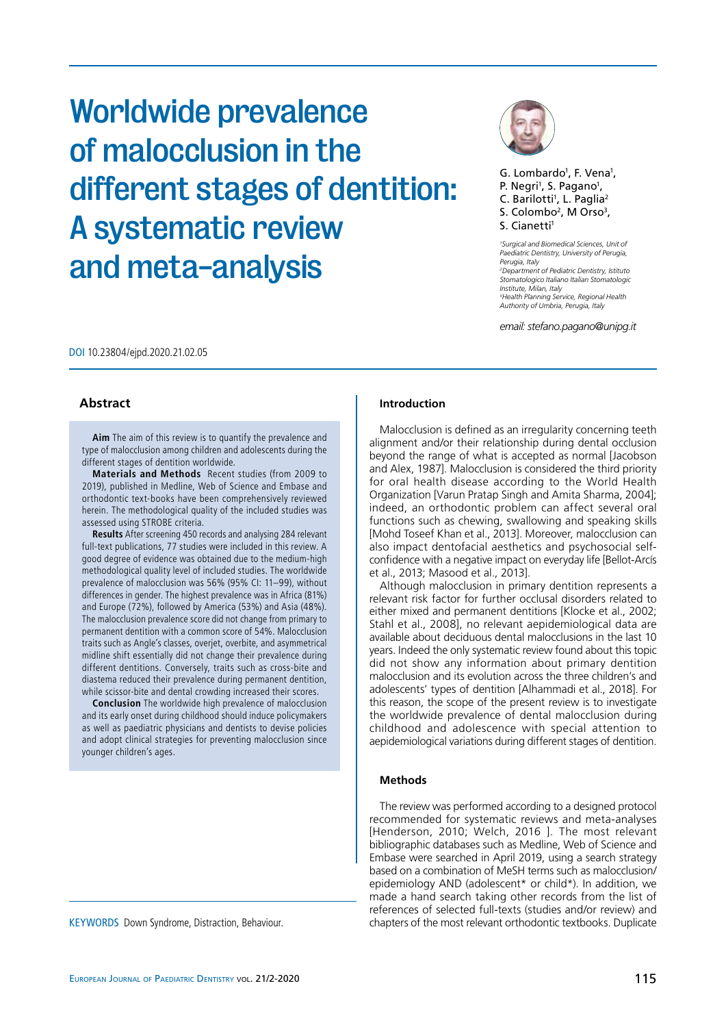# Worldwide prevalence of malocclusion in the different stages of dentition: A systematic review and meta-analysis

G. Lombardo[1], F. Vena[1], P. Negri[1], S. Pagano[1], C. Barilotti[1], L. Paglia[2] S. Colombo[2], M Orso[3], S. Cianetti[1]

[1]Surgical and Biomedical Sciences, Unit of Paediatric Dentistry, University of Perugia, Perugia, Italy
[2]Department of Pediatric Dentistry, Istituto Stomatologico Italiano Italian Stomatologic Institute, Milan, Italy
[3]Health Planning Service, Regional Health Authority of Umbria, Perugia, Italy

*email: stefano.pagano@unipg.it*

DOI 10.23804/ejpd.2020.21.02.05

## Abstract

**Aim** The aim of this review is to quantify the prevalence and type of malocclusion among children and adolescents during the different stages of dentition worldwide.

**Materials and Methods** Recent studies (from 2009 to 2019), published in Medline, Web of Science and Embase and orthodontic text-books have been comprehensively reviewed herein. The methodological quality of the included studies was assessed using STROBE criteria.

**Results** After screening 450 records and analysing 284 relevant full-text publications, 77 studies were included in this review. A good degree of evidence was obtained due to the medium-high methodological quality level of included studies. The worldwide prevalence of malocclusion was 56% (95% CI: 11–99), without differences in gender. The highest prevalence was in Africa (81%) and Europe (72%), followed by America (53%) and Asia (48%). The malocclusion prevalence score did not change from primary to permanent dentition with a common score of 54%. Malocclusion traits such as Angle's classes, overjet, overbite, and asymmetrical midline shift essentially did not change their prevalence during different dentitions. Conversely, traits such as cross-bite and diastema reduced their prevalence during permanent dentition, while scissor-bite and dental crowding increased their scores.

**Conclusion** The worldwide high prevalence of malocclusion and its early onset during childhood should induce policymakers as well as paediatric physicians and dentists to devise policies and adopt clinical strategies for preventing malocclusion since younger children's ages.

KEYWORDS Down Syndrome, Distraction, Behaviour.

## Introduction

Malocclusion is defined as an irregularity concerning teeth alignment and/or their relationship during dental occlusion beyond the range of what is accepted as normal [Jacobson and Alex, 1987]. Malocclusion is considered the third priority for oral health disease according to the World Health Organization [Varun Pratap Singh and Amita Sharma, 2004]; indeed, an orthodontic problem can affect several oral functions such as chewing, swallowing and speaking skills [Mohd Toseef Khan et al., 2013]. Moreover, malocclusion can also impact dentofacial aesthetics and psychosocial self-confidence with a negative impact on everyday life [Bellot-Arcís et al., 2013; Masood et al., 2013].

Although malocclusion in primary dentition represents a relevant risk factor for further occlusal disorders related to either mixed and permanent dentitions [Klocke et al., 2002; Stahl et al., 2008], no relevant aepidemiological data are available about deciduous dental malocclusions in the last 10 years. Indeed the only systematic review found about this topic did not show any information about primary dentition malocclusion and its evolution across the three children's and adolescents' types of dentition [Alhammadi et al., 2018]. For this reason, the scope of the present review is to investigate the worldwide prevalence of dental malocclusion during childhood and adolescence with special attention to aepidemiological variations during different stages of dentition.

## Methods

The review was performed according to a designed protocol recommended for systematic reviews and meta-analyses [Henderson, 2010; Welch, 2016 ]. The most relevant bibliographic databases such as Medline, Web of Science and Embase were searched in April 2019, using a search strategy based on a combination of MeSH terms such as malocclusion/epidemiology AND (adolescent* or child*). In addition, we made a hand search taking other records from the list of references of selected full-texts (studies and/or review) and chapters of the most relevant orthodontic textbooks. Duplicate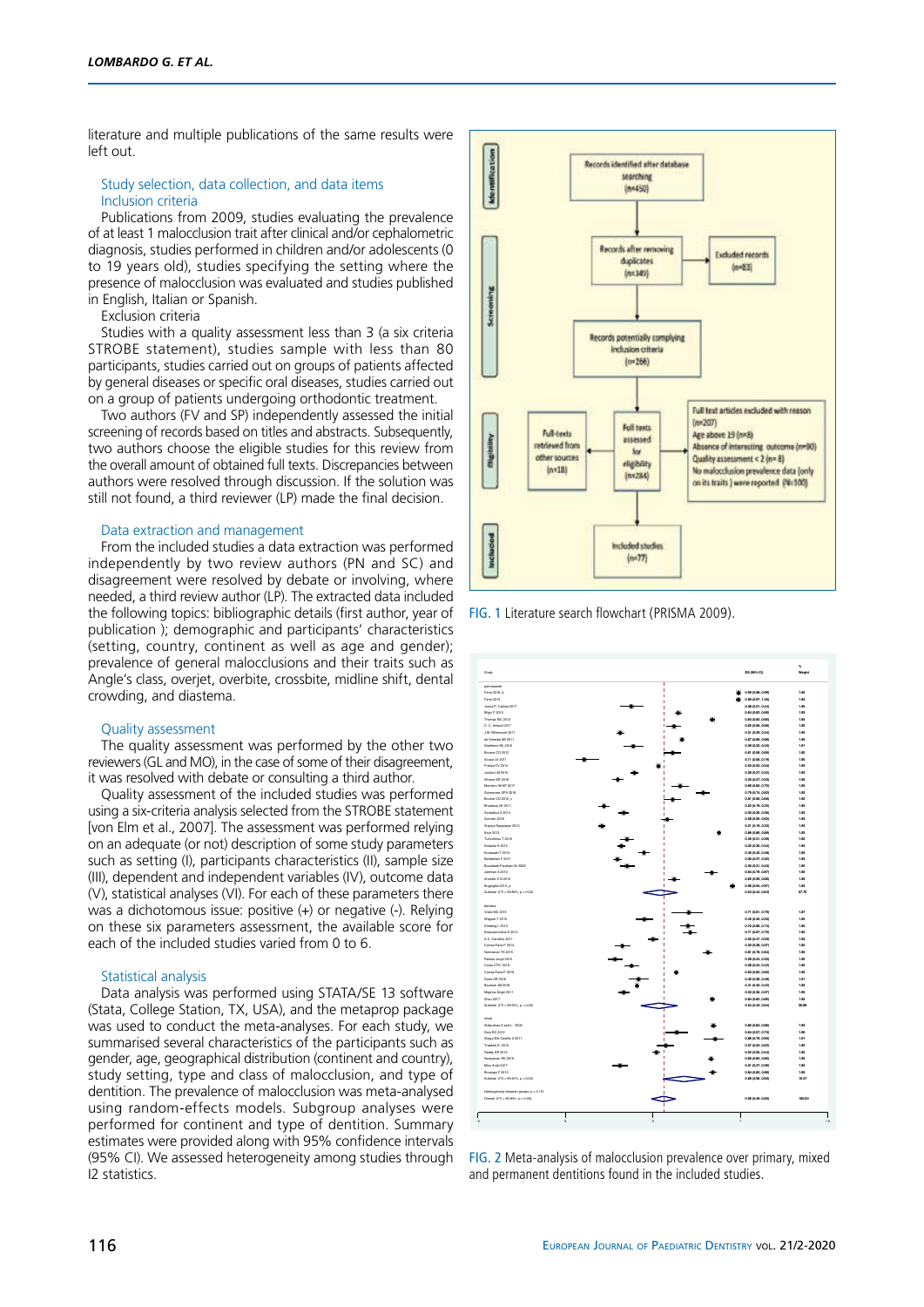literature and multiple publications of the same results were left out.

### Study selection, data collection, and data items

#### Inclusion criteria

Publications from 2009, studies evaluating the prevalence of at least 1 malocclusion trait after clinical and/or cephalometric diagnosis, studies performed in children and/or adolescents (0 to 19 years old), studies specifying the setting where the presence of malocclusion was evaluated and studies published in English, Italian or Spanish.

Exclusion criteria

Studies with a quality assessment less than 3 (a six criteria STROBE statement), studies sample with less than 80 participants, studies carried out on groups of patients affected by general diseases or specific oral diseases, studies carried out on a group of patients undergoing orthodontic treatment.

Two authors (FV and SP) independently assessed the initial screening of records based on titles and abstracts. Subsequently, two authors choose the eligible studies for this review from the overall amount of obtained full texts. Discrepancies between authors were resolved through discussion. If the solution was still not found, a third reviewer (LP) made the final decision.

### Data extraction and management

From the included studies a data extraction was performed independently by two review authors (PN and SC) and disagreement were resolved by debate or involving, where needed, a third review author (LP). The extracted data included the following topics: bibliographic details (first author, year of publication ); demographic and participants' characteristics (setting, country, continent as well as age and gender); prevalence of general malocclusions and their traits such as Angle's class, overjet, overbite, crossbite, midline shift, dental crowding, and diastema.

### Quality assessment

The quality assessment was performed by the other two reviewers (GL and MO), in the case of some of their disagreement, it was resolved with debate or consulting a third author.

Quality assessment of the included studies was performed using a six-criteria analysis selected from the STROBE statement [von Elm et al., 2007]. The assessment was performed relying on an adequate (or not) description of some study parameters such as setting (I), participants characteristics (II), sample size (III), dependent and independent variables (IV), outcome data (V), statistical analyses (VI). For each of these parameters there was a dichotomous issue: positive (+) or negative (-). Relying on these six parameters assessment, the available score for each of the included studies varied from 0 to 6.

### Statistical analysis

Data analysis was performed using STATA/SE 13 software (Stata, College Station, TX, USA), and the metaprop package was used to conduct the meta-analyses. For each study, we summarised several characteristics of the participants such as gender, age, geographical distribution (continent and country), study setting, type and class of malocclusion, and type of dentition. The prevalence of malocclusion was meta-analysed using random-effects models. Subgroup analyses were performed for continent and type of dentition. Summary estimates were provided along with 95% confidence intervals (95% CI). We assessed heterogeneity among studies through I2 statistics.

| Identification | | |
|---|---|---|
| Records identified after database searching (n=450) | | |
| **Screening** | | |
| Records after removing duplicates (n=349) | Excluded records (n=83) | |
| Records potentially complying inclusion criteria (n=266) | | |
| **Eligibility** | | |
| Full-texts retrieved from other sources (n=18) | Full texts assessed for eligibility (n=284) | Full text articles excluded with reason (n=207) Age above 19 (n=8) Absence of interesting outcome (n=90) Quality assessment < 2 (n= 8) No malocclusion prevalence data (only on its traits) were reported (N=100) |
| **Included** | | |
| Included studies (n=77) | | |

FIG. 1 Literature search flowchart (PRISMA 2009).

FIG. 2 Meta-analysis of malocclusion prevalence over primary, mixed and permanent dentitions found in the included studies.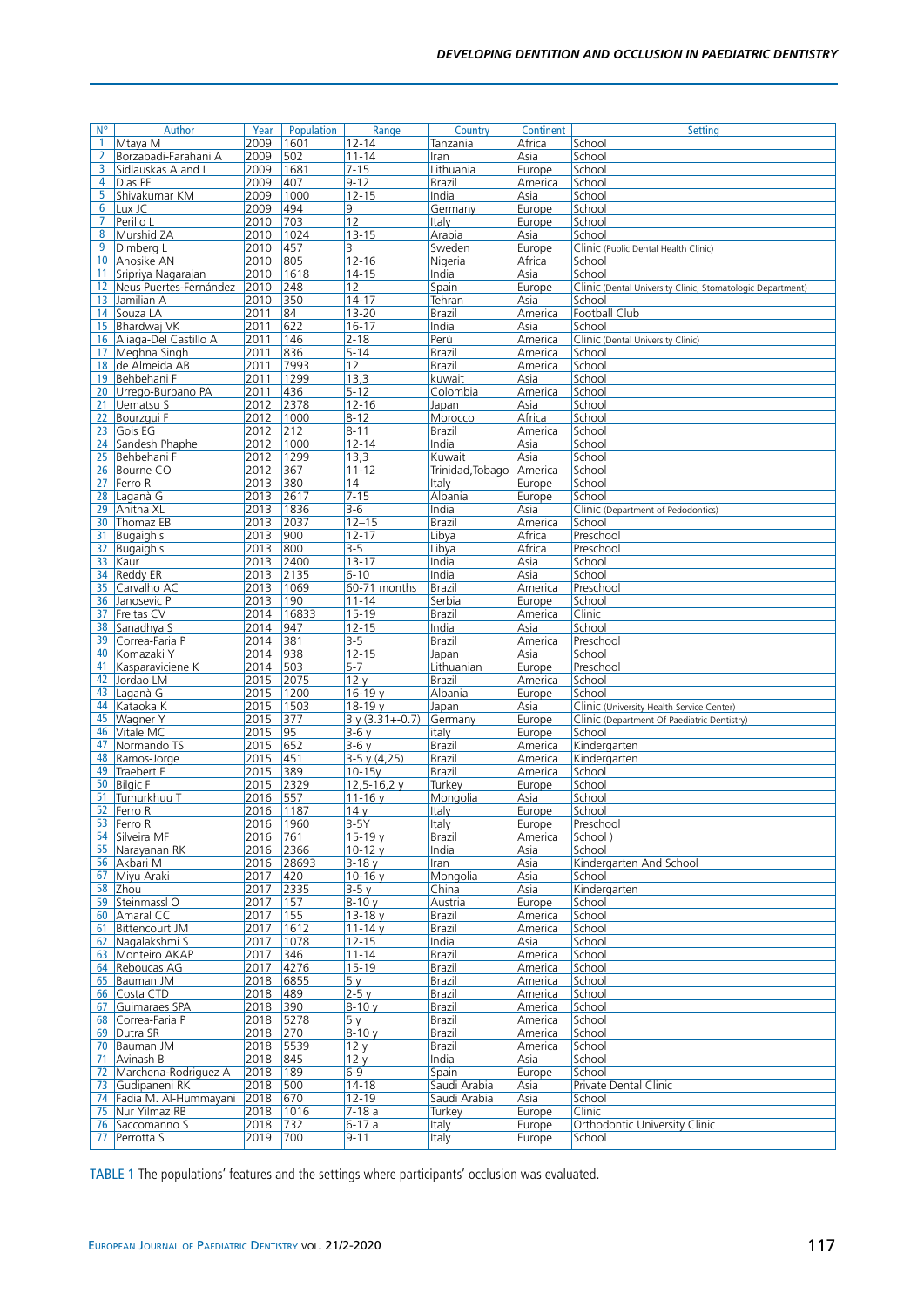| N° | Author | Year | Population | Range | Country | Continent | Setting |
|---|---|---|---|---|---|---|---|
| 1 | Mtaya M | 2009 | 1601 | 12-14 | Tanzania | Africa | School |
| 2 | Borzabadi-Farahani A | 2009 | 502 | 11-14 | Iran | Asia | School |
| 3 | Sidlauskas A and L | 2009 | 1681 | 7-15 | Lithuania | Europe | School |
| 4 | Dias PF | 2009 | 407 | 9-12 | Brazil | America | School |
| 5 | Shivakumar KM | 2009 | 1000 | 12-15 | India | Asia | School |
| 6 | Lux JC | 2009 | 494 | 9 | Germany | Europe | School |
| 7 | Perillo L | 2010 | 703 | 12 | Italy | Europe | School |
| 8 | Murshid ZA | 2010 | 1024 | 13-15 | Arabia | Asia | School |
| 9 | Dimberg L | 2010 | 457 | 3 | Sweden | Europe | Clinic (Public Dental Health Clinic) |
| 10 | Anosike AN | 2010 | 805 | 12-16 | Nigeria | Africa | School |
| 11 | Sripriya Nagarajan | 2010 | 1618 | 14-15 | India | Asia | School |
| 12 | Neus Puertes-Fernández | 2010 | 248 | 12 | Spain | Europe | Clinic (Dental University Clinic, Stomatologic Department) |
| 13 | Jamilian A | 2010 | 350 | 14-17 | Tehran | Asia | School |
| 14 | Souza LA | 2011 | 84 | 13-20 | Brazil | America | Football Club |
| 15 | Bhardwaj VK | 2011 | 622 | 16-17 | India | Asia | School |
| 16 | Aliaga-Del Castillo A | 2011 | 146 | 2-18 | Perù | America | Clinic (Dental University Clinic) |
| 17 | Meghna Singh | 2011 | 836 | 5-14 | Brazil | America | School |
| 18 | de Almeida AB | 2011 | 7993 | 12 | Brazil | America | School |
| 19 | Behbehani F | 2011 | 1299 | 13,3 | kuwait | Asia | School |
| 20 | Urrego-Burbano PA | 2011 | 436 | 5-12 | Colombia | America | School |
| 21 | Uematsu S | 2012 | 2378 | 12-16 | Japan | Asia | School |
| 22 | Bourzgui F | 2012 | 1000 | 8-12 | Morocco | Africa | School |
| 23 | Gois EG | 2012 | 212 | 8-11 | Brazil | America | School |
| 24 | Sandesh Phaphe | 2012 | 1000 | 12-14 | India | Asia | School |
| 25 | Behbehani F | 2012 | 1299 | 13,3 | Kuwait | Asia | School |
| 26 | Bourne CO | 2012 | 367 | 11-12 | Trinidad,Tobago | America | School |
| 27 | Ferro R | 2013 | 380 | 14 | Italy | Europe | School |
| 28 | Laganà G | 2013 | 2617 | 7-15 | Albania | Europe | School |
| 29 | Anitha XL | 2013 | 1836 | 3-6 | India | Asia | Clinic (Department of Pedodontics) |
| 30 | Thomaz EB | 2013 | 2037 | 12–15 | Brazil | America | School |
| 31 | Bugaighis | 2013 | 900 | 12-17 | Libya | Africa | Preschool |
| 32 | Bugaighis | 2013 | 800 | 3-5 | Libya | Africa | Preschool |
| 33 | Kaur | 2013 | 2400 | 13-17 | India | Asia | School |
| 34 | Reddy ER | 2013 | 2135 | 6-10 | India | Asia | School |
| 35 | Carvalho AC | 2013 | 1069 | 60-71 months | Brazil | America | Preschool |
| 36 | Janosevic P | 2013 | 190 | 11-14 | Serbia | Europe | School |
| 37 | Freitas CV | 2014 | 16833 | 15-19 | Brazil | America | Clinic |
| 38 | Sanadhya S | 2014 | 947 | 12-15 | India | Asia | School |
| 39 | Correa-Faria P | 2014 | 381 | 3-5 | Brazil | America | Preschool |
| 40 | Komazaki Y | 2014 | 938 | 12-15 | Japan | Asia | School |
| 41 | Kasparaviciene K | 2014 | 503 | 5-7 | Lithuanian | Europe | Preschool |
| 42 | Jordao LM | 2015 | 2075 | 12 y | Brazil | America | School |
| 43 | Laganà G | 2015 | 1200 | 16-19 y | Albania | Europe | School |
| 44 | Kataoka K | 2015 | 1503 | 18-19 y | Japan | Asia | Clinic (University Health Service Center) |
| 45 | Wagner Y | 2015 | 377 | 3 y (3.31+-0.7) | Germany | Europe | Clinic (Department Of Paediatric Dentistry) |
| 46 | Vitale MC | 2015 | 95 | 3-6 y | italy | Europe | School |
| 47 | Normando TS | 2015 | 652 | 3-6 y | Brazil | America | Kindergarten |
| 48 | Ramos-Jorge | 2015 | 451 | 3-5 y (4,25) | Brazil | America | Kindergarten |
| 49 | Traebert E | 2015 | 389 | 10-15y | Brazil | America | School |
| 50 | Bilgic F | 2015 | 2329 | 12,5-16,2 y | Turkey | Europe | School |
| 51 | Tumurkhuu T | 2016 | 557 | 11-16 y | Mongolia | Asia | School |
| 52 | Ferro R | 2016 | 1187 | 14 y | Italy | Europe | School |
| 53 | Ferro R | 2016 | 1960 | 3-5Y | Italy | Europe | Preschool |
| 54 | Silveira MF | 2016 | 761 | 15-19 y | Brazil | America | School ) |
| 55 | Narayanan RK | 2016 | 2366 | 10-12 y | India | Asia | School |
| 56 | Akbari M | 2016 | 28693 | 3-18 y | Iran | Asia | Kindergarten And School |
| 67 | Miyu Araki | 2017 | 420 | 10-16 y | Mongolia | Asia | School |
| 58 | Zhou | 2017 | 2335 | 3-5 y | China | Asia | Kindergarten |
| 59 | Steinmassl O | 2017 | 157 | 8-10 y | Austria | Europe | School |
| 60 | Amaral CC | 2017 | 155 | 13-18 y | Brazil | America | School |
| 61 | Bittencourt JM | 2017 | 1612 | 11-14 y | Brazil | America | School |
| 62 | Nagalakshmi S | 2017 | 1078 | 12-15 | India | Asia | School |
| 63 | Monteiro AKAP | 2017 | 346 | 11-14 | Brazil | America | School |
| 64 | Reboucas AG | 2017 | 4276 | 15-19 | Brazil | America | School |
| 65 | Bauman JM | 2018 | 6855 | 5 y | Brazil | America | School |
| 66 | Costa CTD | 2018 | 489 | 2-5 y | Brazil | America | School |
| 67 | Guimaraes SPA | 2018 | 390 | 8-10 y | Brazil | America | School |
| 68 | Correa-Faria P | 2018 | 5278 | 5 y | Brazil | America | School |
| 69 | Dutra SR | 2018 | 270 | 8-10 y | Brazil | America | School |
| 70 | Bauman JM | 2018 | 5539 | 12 y | Brazil | America | School |
| 71 | Avinash B | 2018 | 845 | 12 y | India | Asia | School |
| 72 | Marchena-Rodriguez A | 2018 | 189 | 6-9 | Spain | Europe | School |
| 73 | Gudipaneni RK | 2018 | 500 | 14-18 | Saudi Arabia | Asia | Private Dental Clinic |
| 74 | Fadia M. Al-Hummayani | 2018 | 670 | 12-19 | Saudi Arabia | Asia | School |
| 75 | Nur Yilmaz RB | 2018 | 1016 | 7-18 a | Turkey | Europe | Clinic |
| 76 | Saccomanno S | 2018 | 732 | 6-17 a | Italy | Europe | Orthodontic University Clinic |
| 77 | Perrotta S | 2019 | 700 | 9-11 | Italy | Europe | School |

TABLE 1 The populations' features and the settings where participants' occlusion was evaluated.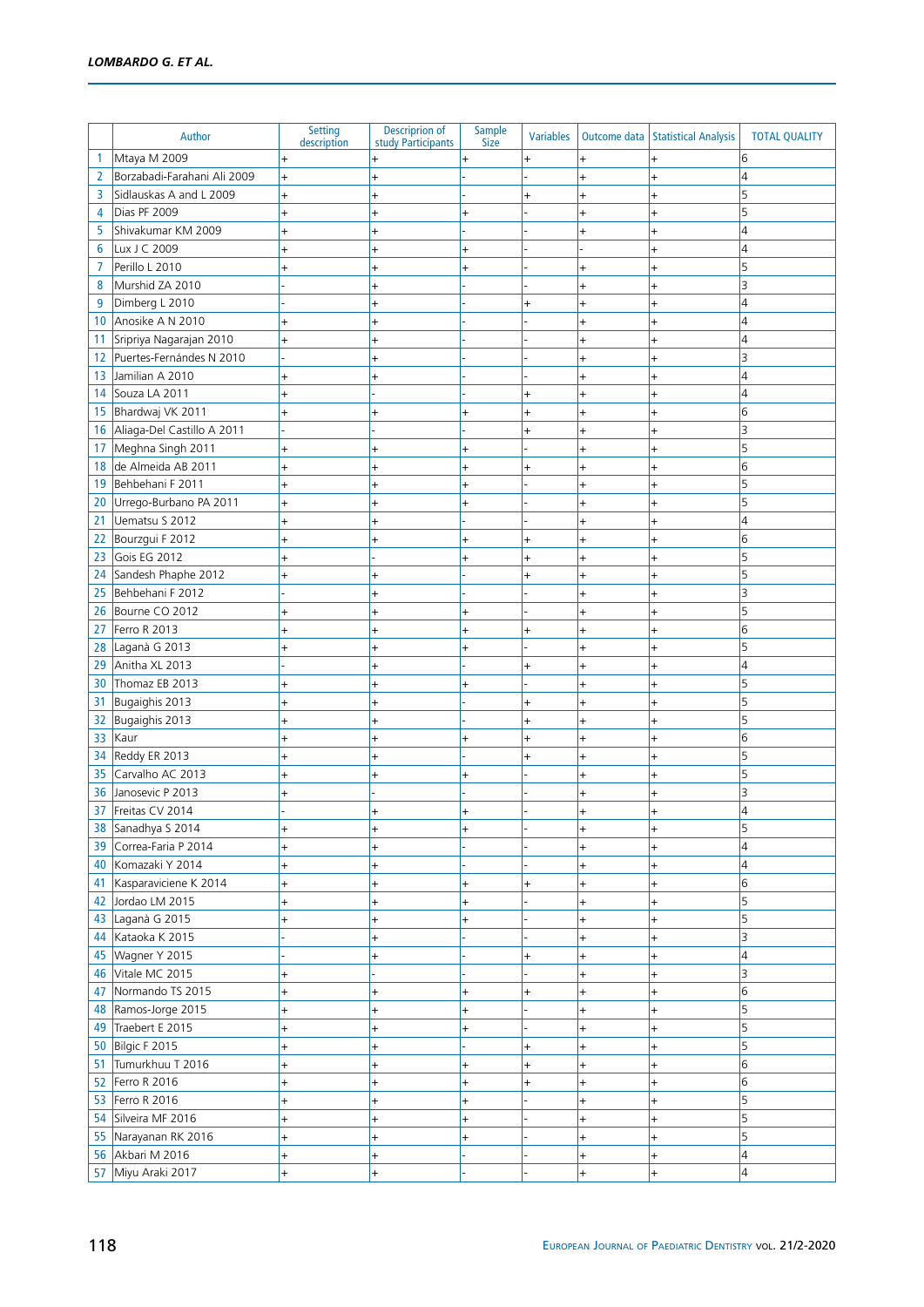| | Author | Setting description | Descriprion of study Participants | Sample Size | Variables | Outcome data | Statistical Analysis | TOTAL QUALITY |
|---|---|---|---|---|---|---|---|---|
| 1 | Mtaya M 2009 | + | + | + | + | + | + | 6 |
| 2 | Borzabadi-Farahani Ali 2009 | + | + | - | - | + | + | 4 |
| 3 | Sidlauskas A and L 2009 | + | + | - | + | + | + | 5 |
| 4 | Dias PF 2009 | + | + | + | - | + | + | 5 |
| 5 | Shivakumar KM 2009 | + | + | - | - | + | + | 4 |
| 6 | Lux J C 2009 | + | + | + | - | - | + | 4 |
| 7 | Perillo L 2010 | + | + | + | - | + | + | 5 |
| 8 | Murshid ZA 2010 | - | + | - | - | + | + | 3 |
| 9 | Dimberg L 2010 | - | + | - | + | + | + | 4 |
| 10 | Anosike A N 2010 | + | + | - | - | + | + | 4 |
| 11 | Sripriya Nagarajan 2010 | + | + | - | - | + | + | 4 |
| 12 | Puertes-Fernándes N 2010 | - | + | - | - | + | + | 3 |
| 13 | Jamilian A 2010 | + | + | - | - | + | + | 4 |
| 14 | Souza LA 2011 | + | - | - | + | + | + | 4 |
| 15 | Bhardwaj VK 2011 | + | + | + | + | + | + | 6 |
| 16 | Aliaga-Del Castillo A 2011 | - | - | - | + | + | + | 3 |
| 17 | Meghna Singh 2011 | + | + | + | - | + | + | 5 |
| 18 | de Almeida AB 2011 | + | + | + | + | + | + | 6 |
| 19 | Behbehani F 2011 | + | + | + | - | + | + | 5 |
| 20 | Urrego-Burbano PA 2011 | + | + | + | - | + | + | 5 |
| 21 | Uematsu S 2012 | + | + | - | - | + | + | 4 |
| 22 | Bourzgui F 2012 | + | + | + | + | + | + | 6 |
| 23 | Gois EG 2012 | + | - | + | + | + | + | 5 |
| 24 | Sandesh Phaphe 2012 | + | + | - | + | + | + | 5 |
| 25 | Behbehani F 2012 | - | + | - | - | + | + | 3 |
| 26 | Bourne CO 2012 | + | + | + | - | + | + | 5 |
| 27 | Ferro R 2013 | + | + | + | + | + | + | 6 |
| 28 | Laganà G 2013 | + | + | + | - | + | + | 5 |
| 29 | Anitha XL 2013 | - | + | - | + | + | + | 4 |
| 30 | Thomaz EB 2013 | + | + | + | - | + | + | 5 |
| 31 | Bugaighis 2013 | + | + | - | + | + | + | 5 |
| 32 | Bugaighis 2013 | + | + | - | + | + | + | 5 |
| 33 | Kaur | + | + | + | + | + | + | 6 |
| 34 | Reddy ER 2013 | + | + | - | + | + | + | 5 |
| 35 | Carvalho AC 2013 | + | + | + | - | + | + | 5 |
| 36 | Janosevic P 2013 | + | - | - | - | + | + | 3 |
| 37 | Freitas CV 2014 | - | + | + | - | + | + | 4 |
| 38 | Sanadhya S 2014 | + | + | + | - | + | + | 5 |
| 39 | Correa-Faria P 2014 | + | + | - | - | + | + | 4 |
| 40 | Komazaki Y 2014 | + | + | - | - | + | + | 4 |
| 41 | Kasparaviciene K 2014 | + | + | + | + | + | + | 6 |
| 42 | Jordao LM 2015 | + | + | + | - | + | + | 5 |
| 43 | Laganà G 2015 | + | + | + | - | + | + | 5 |
| 44 | Kataoka K 2015 | - | + | - | - | + | + | 3 |
| 45 | Wagner Y 2015 | - | + | - | + | + | + | 4 |
| 46 | Vitale MC 2015 | + | - | - | - | + | + | 3 |
| 47 | Normando TS 2015 | + | + | + | + | + | + | 6 |
| 48 | Ramos-Jorge 2015 | + | + | + | - | + | + | 5 |
| 49 | Traebert E 2015 | + | + | + | - | + | + | 5 |
| 50 | Bilgic F 2015 | + | + | - | + | + | + | 5 |
| 51 | Tumurkhuu T 2016 | + | + | + | + | + | + | 6 |
| 52 | Ferro R 2016 | + | + | + | + | + | + | 6 |
| 53 | Ferro R 2016 | + | + | + | - | + | + | 5 |
| 54 | Silveira MF 2016 | + | + | + | - | + | + | 5 |
| 55 | Narayanan RK 2016 | + | + | + | - | + | + | 5 |
| 56 | Akbari M 2016 | + | + | - | - | + | + | 4 |
| 57 | Miyu Araki 2017 | + | + | - | - | + | + | 4 |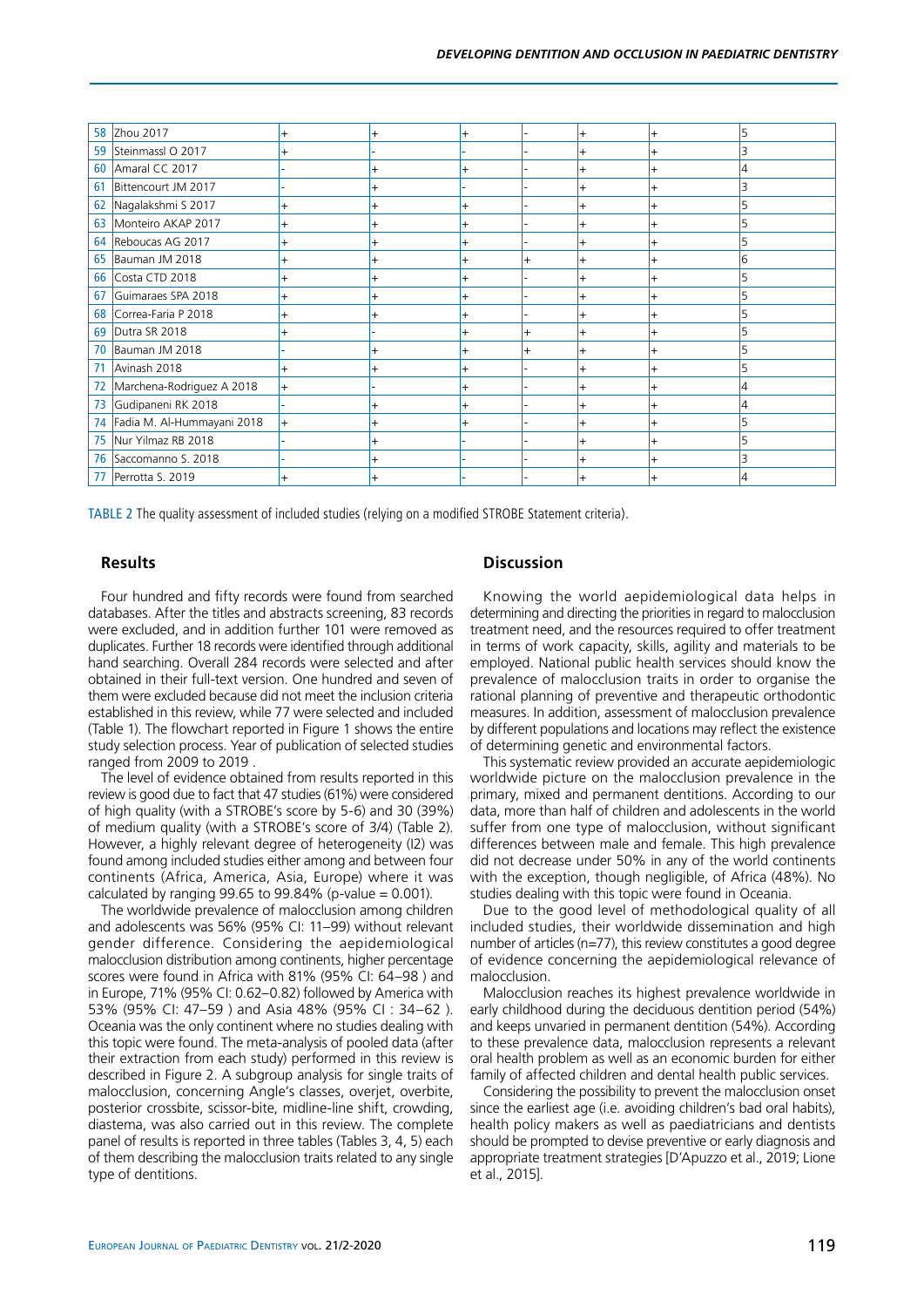| 58 | Zhou 2017 | + | + | + | - | + | + | 5 |
|---|---|---|---|---|---|---|---|---|
| 59 | Steinmassl O 2017 | + | - | - | - | + | + | 3 |
| 60 | Amaral CC 2017 | - | + | + | - | + | + | 4 |
| 61 | Bittencourt JM 2017 | - | + | - | - | + | + | 3 |
| 62 | Nagalakshmi S 2017 | + | + | + | - | + | + | 5 |
| 63 | Monteiro AKAP 2017 | + | + | + | - | + | + | 5 |
| 64 | Reboucas AG 2017 | + | + | + | - | + | + | 5 |
| 65 | Bauman JM 2018 | + | + | + | + | + | + | 6 |
| 66 | Costa CTD 2018 | + | + | + | - | + | + | 5 |
| 67 | Guimaraes SPA 2018 | + | + | + | - | + | + | 5 |
| 68 | Correa-Faria P 2018 | + | + | + | - | + | + | 5 |
| 69 | Dutra SR 2018 | + | - | + | + | + | + | 5 |
| 70 | Bauman JM 2018 | - | + | + | + | + | + | 5 |
| 71 | Avinash 2018 | + | + | + | - | + | + | 5 |
| 72 | Marchena-Rodriguez A 2018 | + | - | + | - | + | + | 4 |
| 73 | Gudipaneni RK 2018 | - | + | + | - | + | + | 4 |
| 74 | Fadia M. Al-Hummayani 2018 | + | + | + | - | + | + | 5 |
| 75 | Nur Yilmaz RB 2018 | - | + | - | - | + | + | 3 |
| 76 | Saccomanno S. 2018 | - | + | - | - | + | + | 3 |
| 77 | Perrotta S. 2019 | + | + | - | - | + | + | 4 |

TABLE 2 The quality assessment of included studies (relying on a modified STROBE Statement criteria).

## Results

Four hundred and fifty records were found from searched databases. After the titles and abstracts screening, 83 records were excluded, and in addition further 101 were removed as duplicates. Further 18 records were identified through additional hand searching. Overall 284 records were selected and after obtained in their full-text version. One hundred and seven of them were excluded because did not meet the inclusion criteria established in this review, while 77 were selected and included (Table 1). The flowchart reported in Figure 1 shows the entire study selection process. Year of publication of selected studies ranged from 2009 to 2019 .

The level of evidence obtained from results reported in this review is good due to fact that 47 studies (61%) were considered of high quality (with a STROBE's score by 5-6) and 30 (39%) of medium quality (with a STROBE's score of 3/4) (Table 2). However, a highly relevant degree of heterogeneity (I2) was found among included studies either among and between four continents (Africa, America, Asia, Europe) where it was calculated by ranging 99.65 to 99.84% (p-value = 0.001).

The worldwide prevalence of malocclusion among children and adolescents was 56% (95% CI: 11–99) without relevant gender difference. Considering the aepidemiological malocclusion distribution among continents, higher percentage scores were found in Africa with 81% (95% CI: 64–98 ) and in Europe, 71% (95% CI: 0.62–0.82) followed by America with 53% (95% CI: 47–59 ) and Asia 48% (95% CI : 34–62 ). Oceania was the only continent where no studies dealing with this topic were found. The meta-analysis of pooled data (after their extraction from each study) performed in this review is described in Figure 2. A subgroup analysis for single traits of malocclusion, concerning Angle's classes, overjet, overbite, posterior crossbite, scissor-bite, midline-line shift, crowding, diastema, was also carried out in this review. The complete panel of results is reported in three tables (Tables 3, 4, 5) each of them describing the malocclusion traits related to any single type of dentitions.

## Discussion

Knowing the world aepidemiological data helps in determining and directing the priorities in regard to malocclusion treatment need, and the resources required to offer treatment in terms of work capacity, skills, agility and materials to be employed. National public health services should know the prevalence of malocclusion traits in order to organise the rational planning of preventive and therapeutic orthodontic measures. In addition, assessment of malocclusion prevalence by different populations and locations may reflect the existence of determining genetic and environmental factors.

This systematic review provided an accurate aepidemiologic worldwide picture on the malocclusion prevalence in the primary, mixed and permanent dentitions. According to our data, more than half of children and adolescents in the world suffer from one type of malocclusion, without significant differences between male and female. This high prevalence did not decrease under 50% in any of the world continents with the exception, though negligible, of Africa (48%). No studies dealing with this topic were found in Oceania.

Due to the good level of methodological quality of all included studies, their worldwide dissemination and high number of articles (n=77), this review constitutes a good degree of evidence concerning the aepidemiological relevance of malocclusion.

Malocclusion reaches its highest prevalence worldwide in early childhood during the deciduous dentition period (54%) and keeps unvaried in permanent dentition (54%). According to these prevalence data, malocclusion represents a relevant oral health problem as well as an economic burden for either family of affected children and dental health public services.

Considering the possibility to prevent the malocclusion onset since the earliest age (i.e. avoiding children's bad oral habits), health policy makers as well as paediatricians and dentists should be prompted to devise preventive or early diagnosis and appropriate treatment strategies [D'Apuzzo et al., 2019; Lione et al., 2015].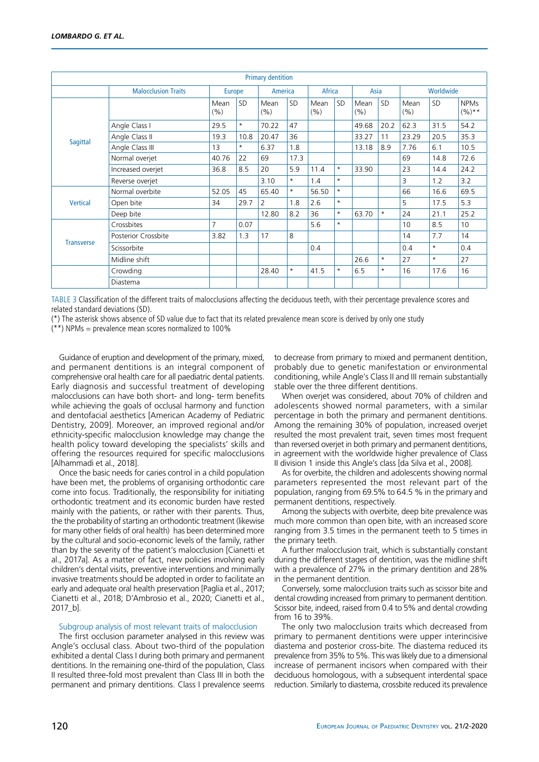| Primary dentition | | | | | | | | | | | | | |
|---|---|---|---|---|---|---|---|---|---|---|---|---|---|
| | Malocclusion Traits | Europe | | America | | Africa | | Asia | | Worldwide | | | |
| | | Mean (%) | SD | Mean (%) | SD | Mean (%) | SD | Mean (%) | SD | Mean (%) | SD | NPMs (%)** | |
| Sagittal | Angle Class I | 29.5 | * | 70.22 | 47 | | | 49.68 | 20.2 | 62.3 | 31.5 | 54.2 | |
| | Angle Class II | 19.3 | 10.8 | 20.47 | 36 | | | 33.27 | 11 | 23.29 | 20.5 | 35.3 | |
| | Angle Class III | 13 | * | 6.37 | 1.8 | | | 13.18 | 8.9 | 7.76 | 6.1 | 10.5 | |
| | Normal overjet | 40.76 | 22 | 69 | 17.3 | | | | | 69 | 14.8 | 72.6 | |
| | Increased overjet | 36.8 | 8.5 | 20 | 5.9 | 11.4 | * | 33.90 | | 23 | 14.4 | 24.2 | |
| | Reverse overjet | | | 3.10 | * | 1.4 | * | | | 3 | 1.2 | 3.2 | |
| Vertical | Normal overbite | 52.05 | 45 | 65.40 | * | 56.50 | * | | | 66 | 16.6 | 69.5 | |
| | Open bite | 34 | 29.7 | 2 | 1.8 | 2.6 | * | | | 5 | 17.5 | 5.3 | |
| | Deep bite | | | 12.80 | 8.2 | 36 | * | 63.70 | * | 24 | 21.1 | 25.2 | |
| Transverse | Crossbites | 7 | 0.07 | | | 5.6 | * | | | 10 | 8.5 | 10 | |
| | Posterior Crossbite | 3.82 | 1.3 | 17 | 8 | | | | | 14 | 7.7 | 14 | |
| | Scissorbite | | | | | 0.4 | | | | 0.4 | * | 0.4 | |
| | Midline shift | | | | | | | 26.6 | * | 27 | * | 27 | |
| | Crowding | | | 28.40 | * | 41.5 | * | 6.5 | * | 16 | 17.6 | 16 | |
| | Diastema | | | | | | | | | | | | |

TABLE 3 Classification of the different traits of malocclusions affecting the deciduous teeth, with their percentage prevalence scores and related standard deviations (SD).

(*) The asterisk shows absence of SD value due to fact that its related prevalence mean score is derived by only one study

(**) NPMs = prevalence mean scores normalized to 100%

Guidance of eruption and development of the primary, mixed, and permanent dentitions is an integral component of comprehensive oral health care for all paediatric dental patients. Early diagnosis and successful treatment of developing malocclusions can have both short- and long- term benefits while achieving the goals of occlusal harmony and function and dentofacial aesthetics [American Academy of Pediatric Dentistry, 2009]. Moreover, an improved regional and/or ethnicity-specific malocclusion knowledge may change the health policy toward developing the specialists' skills and offering the resources required for specific malocclusions [Alhammadi et al., 2018].

Once the basic needs for caries control in a child population have been met, the problems of organising orthodontic care come into focus. Traditionally, the responsibility for initiating orthodontic treatment and its economic burden have rested mainly with the patients, or rather with their parents. Thus, the the probability of starting an orthodontic treatment (likewise for many other fields of oral health) has been determined more by the cultural and socio-economic levels of the family, rather than by the severity of the patient's malocclusion [Cianetti et al., 2017a]. As a matter of fact, new policies involving early children's dental visits, preventive interventions and minimally invasive treatments should be adopted in order to facilitate an early and adequate oral health preservation [Paglia et al., 2017; Cianetti et al., 2018; D'Ambrosio et al., 2020; Cianetti et al., 2017_b].

### Subgroup analysis of most relevant traits of malocclusion

The first occlusion parameter analysed in this review was Angle's occlusal class. About two-third of the population exhibited a dental Class I during both primary and permanent dentitions. In the remaining one-third of the population, Class II resulted three-fold most prevalent than Class III in both the permanent and primary dentitions. Class I prevalence seems to decrease from primary to mixed and permanent dentition, probably due to genetic manifestation or environmental conditioning, while Angle's Class II and III remain substantially stable over the three different dentitions.

When overjet was considered, about 70% of children and adolescents showed normal parameters, with a similar percentage in both the primary and permanent dentitions. Among the remaining 30% of population, increased overjet resulted the most prevalent trait, seven times most frequent than reversed overjet in both primary and permanent dentitions, in agreement with the worldwide higher prevalence of Class II division 1 inside this Angle's class [da Silva et al., 2008].

As for overbite, the children and adolescents showing normal parameters represented the most relevant part of the population, ranging from 69.5% to 64.5 % in the primary and permanent dentitions, respectively.

Among the subjects with overbite, deep bite prevalence was much more common than open bite, with an increased score ranging from 3.5 times in the permanent teeth to 5 times in the primary teeth.

A further malocclusion trait, which is substantially constant during the different stages of dentition, was the midline shift with a prevalence of 27% in the primary dentition and 28% in the permanent dentition.

Conversely, some malocclusion traits such as scissor bite and dental crowding increased from primary to permanent dentition. Scissor bite, indeed, raised from 0.4 to 5% and dental crowding from 16 to 39%.

The only two malocclusion traits which decreased from primary to permanent dentitions were upper interincisive diastema and posterior cross-bite. The diastema reduced its prevalence from 35% to 5%. This was likely due to a dimensional increase of permanent incisors when compared with their deciduous homologous, with a subsequent interdental space reduction. Similarly to diastema, crossbite reduced its prevalence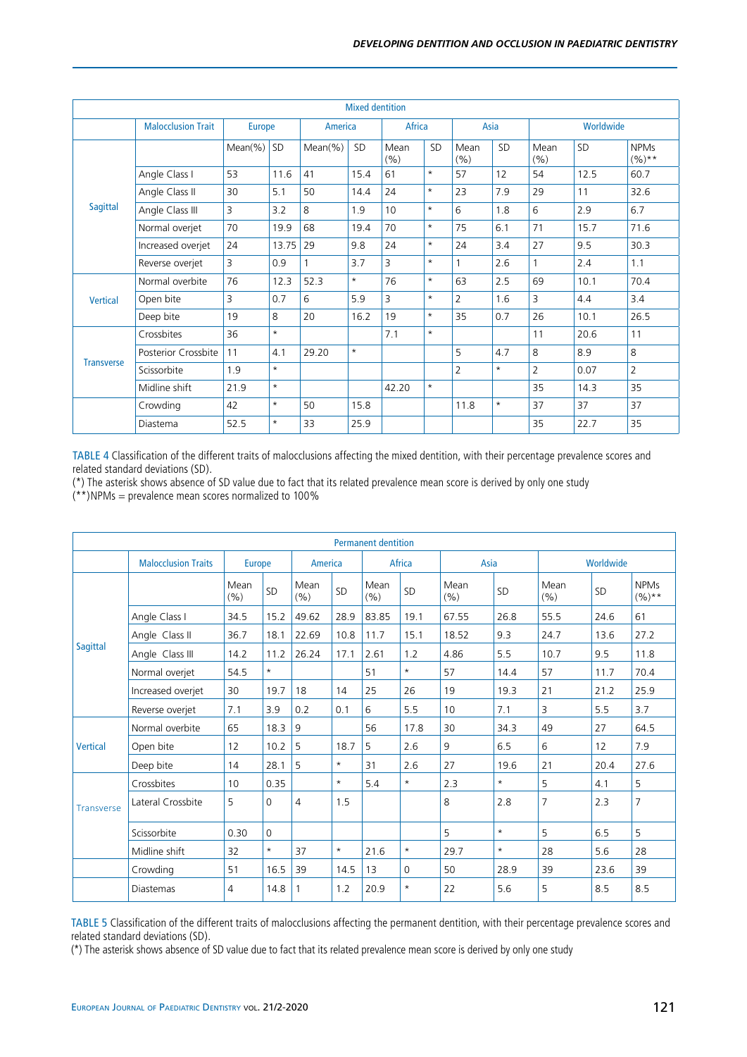| Mixed dentition | | | | | | | | | | | | | |
|---|---|---|---|---|---|---|---|---|---|---|---|---|---|
| | Malocclusion Trait | Europe | | America | | Africa | | Asia | | Worldwide | | |
| | | Mean(%) | SD | Mean(%) | SD | Mean (%) | SD | Mean (%) | SD | Mean (%) | SD | NPMs (%)** |
| Sagittal | Angle Class I | 53 | 11.6 | 41 | 15.4 | 61 | * | 57 | 12 | 54 | 12.5 | 60.7 |
| | Angle Class II | 30 | 5.1 | 50 | 14.4 | 24 | * | 23 | 7.9 | 29 | 11 | 32.6 |
| | Angle Class III | 3 | 3.2 | 8 | 1.9 | 10 | * | 6 | 1.8 | 6 | 2.9 | 6.7 |
| | Normal overjet | 70 | 19.9 | 68 | 19.4 | 70 | * | 75 | 6.1 | 71 | 15.7 | 71.6 |
| | Increased overjet | 24 | 13.75 | 29 | 9.8 | 24 | * | 24 | 3.4 | 27 | 9.5 | 30.3 |
| | Reverse overjet | 3 | 0.9 | 1 | 3.7 | 3 | * | 1 | 2.6 | 1 | 2.4 | 1.1 |
| Vertical | Normal overbite | 76 | 12.3 | 52.3 | * | 76 | * | 63 | 2.5 | 69 | 10.1 | 70.4 |
| | Open bite | 3 | 0.7 | 6 | 5.9 | 3 | * | 2 | 1.6 | 3 | 4.4 | 3.4 |
| | Deep bite | 19 | 8 | 20 | 16.2 | 19 | * | 35 | 0.7 | 26 | 10.1 | 26.5 |
| Transverse | Crossbites | 36 | * | | | 7.1 | * | | | 11 | 20.6 | 11 |
| | Posterior Crossbite | 11 | 4.1 | 29.20 | * | | | 5 | 4.7 | 8 | 8.9 | 8 |
| | Scissorbite | 1.9 | * | | | | | 2 | * | 2 | 0.07 | 2 |
| | Midline shift | 21.9 | * | | | 42.20 | * | | | 35 | 14.3 | 35 |
| | Crowding | 42 | * | 50 | 15.8 | | | 11.8 | * | 37 | 37 | 37 |
| | Diastema | 52.5 | * | 33 | 25.9 | | | | | 35 | 22.7 | 35 |

TABLE 4 Classification of the different traits of malocclusions affecting the mixed dentition, with their percentage prevalence scores and related standard deviations (SD).
(*) The asterisk shows absence of SD value due to fact that its related prevalence mean score is derived by only one study
(**)NPMs = prevalence mean scores normalized to 100%

| Permanent dentition | | | | | | | | | | | | | |
|---|---|---|---|---|---|---|---|---|---|---|---|---|---|
| | Malocclusion Traits | Europe | | America | | Africa | | Asia | | Worldwide | | |
| | | Mean (%) | SD | Mean (%) | SD | Mean (%) | SD | Mean (%) | SD | Mean (%) | SD | NPMs (%)** |
| Sagittal | Angle Class I | 34.5 | 15.2 | 49.62 | 28.9 | 83.85 | 19.1 | 67.55 | 26.8 | 55.5 | 24.6 | 61 |
| | Angle Class II | 36.7 | 18.1 | 22.69 | 10.8 | 11.7 | 15.1 | 18.52 | 9.3 | 24.7 | 13.6 | 27.2 |
| | Angle Class III | 14.2 | 11.2 | 26.24 | 17.1 | 2.61 | 1.2 | 4.86 | 5.5 | 10.7 | 9.5 | 11.8 |
| | Normal overjet | 54.5 | * | | | 51 | * | 57 | 14.4 | 57 | 11.7 | 70.4 |
| | Increased overjet | 30 | 19.7 | 18 | 14 | 25 | 26 | 19 | 19.3 | 21 | 21.2 | 25.9 |
| | Reverse overjet | 7.1 | 3.9 | 0.2 | 0.1 | 6 | 5.5 | 10 | 7.1 | 3 | 5.5 | 3.7 |
| Vertical | Normal overbite | 65 | 18.3 | 9 | | 56 | 17.8 | 30 | 34.3 | 49 | 27 | 64.5 |
| | Open bite | 12 | 10.2 | 5 | 18.7 | 5 | 2.6 | 9 | 6.5 | 6 | 12 | 7.9 |
| | Deep bite | 14 | 28.1 | 5 | * | 31 | 2.6 | 27 | 19.6 | 21 | 20.4 | 27.6 |
| Transverse | Crossbites | 10 | 0.35 | | * | 5.4 | * | 2.3 | * | 5 | 4.1 | 5 |
| | Lateral Crossbite | 5 | 0 | 4 | 1.5 | | | 8 | 2.8 | 7 | 2.3 | 7 |
| | Scissorbite | 0.30 | 0 | | | | | 5 | * | 5 | 6.5 | 5 |
| | Midline shift | 32 | * | 37 | * | 21.6 | * | 29.7 | * | 28 | 5.6 | 28 |
| | Crowding | 51 | 16.5 | 39 | 14.5 | 13 | 0 | 50 | 28.9 | 39 | 23.6 | 39 |
| | Diastemas | 4 | 14.8 | 1 | 1.2 | 20.9 | * | 22 | 5.6 | 5 | 8.5 | 8.5 |

TABLE 5 Classification of the different traits of malocclusions affecting the permanent dentition, with their percentage prevalence scores and related standard deviations (SD).
(*) The asterisk shows absence of SD value due to fact that its related prevalence mean score is derived by only one study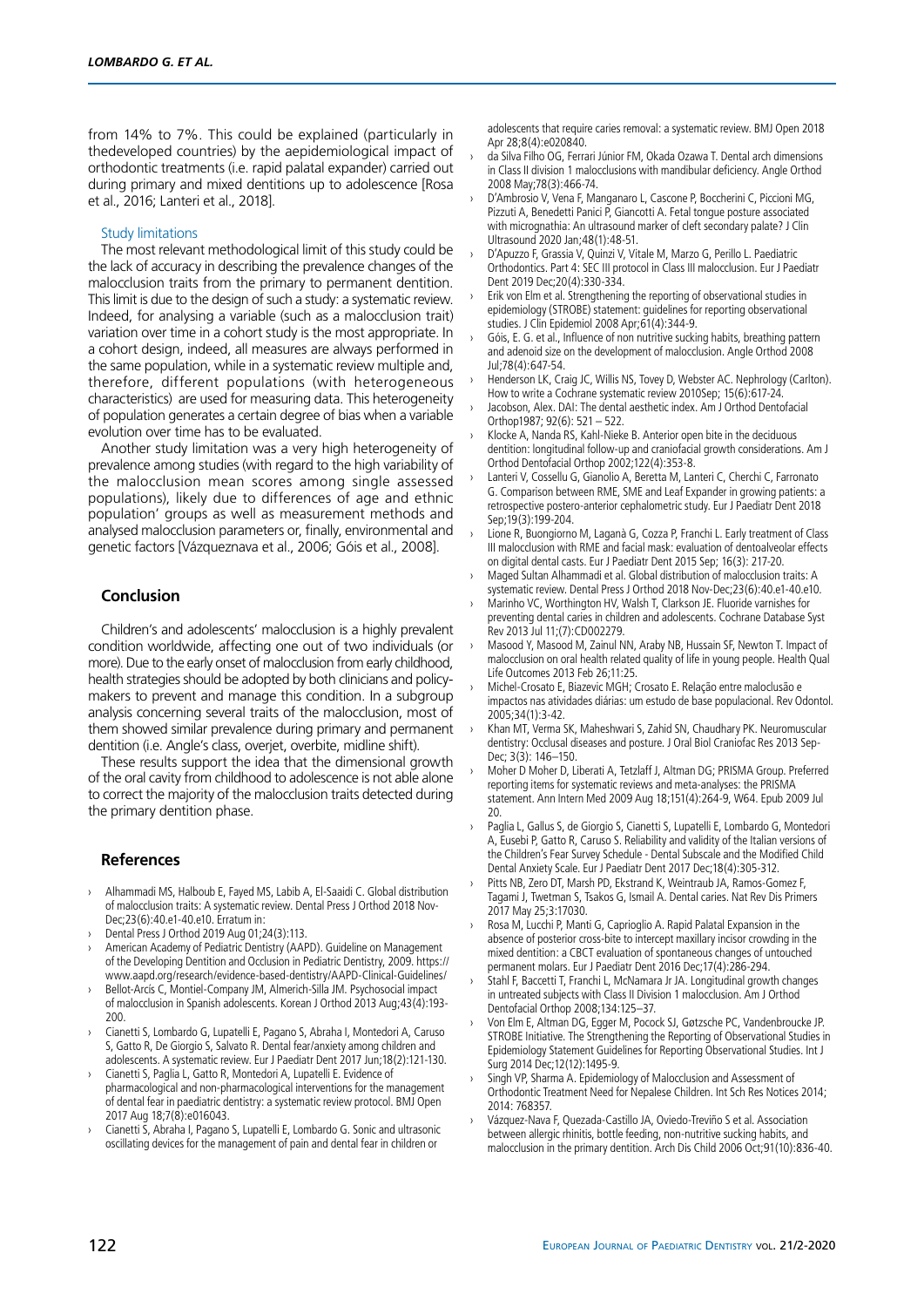from 14% to 7%. This could be explained (particularly in thedeveloped countries) by the aepidemiological impact of orthodontic treatments (i.e. rapid palatal expander) carried out during primary and mixed dentitions up to adolescence [Rosa et al., 2016; Lanteri et al., 2018].

### Study limitations

The most relevant methodological limit of this study could be the lack of accuracy in describing the prevalence changes of the malocclusion traits from the primary to permanent dentition. This limit is due to the design of such a study: a systematic review. Indeed, for analysing a variable (such as a malocclusion trait) variation over time in a cohort study is the most appropriate. In a cohort design, indeed, all measures are always performed in the same population, while in a systematic review multiple and, therefore, different populations (with heterogeneous characteristics) are used for measuring data. This heterogeneity of population generates a certain degree of bias when a variable evolution over time has to be evaluated.

Another study limitation was a very high heterogeneity of prevalence among studies (with regard to the high variability of the malocclusion mean scores among single assessed populations), likely due to differences of age and ethnic population' groups as well as measurement methods and analysed malocclusion parameters or, finally, environmental and genetic factors [Vázqueznava et al., 2006; Góis et al., 2008].

## Conclusion

Children's and adolescents' malocclusion is a highly prevalent condition worldwide, affecting one out of two individuals (or more). Due to the early onset of malocclusion from early childhood, health strategies should be adopted by both clinicians and policy-makers to prevent and manage this condition. In a subgroup analysis concerning several traits of the malocclusion, most of them showed similar prevalence during primary and permanent dentition (i.e. Angle's class, overjet, overbite, midline shift).

These results support the idea that the dimensional growth of the oral cavity from childhood to adolescence is not able alone to correct the majority of the malocclusion traits detected during the primary dentition phase.

## References

- Alhammadi MS, Halboub E, Fayed MS, Labib A, El-Saaidi C. Global distribution of malocclusion traits: A systematic review. Dental Press J Orthod 2018 Nov-Dec;23(6):40.e1-40.e10. Erratum in:
- Dental Press J Orthod 2019 Aug 01;24(3):113.
- American Academy of Pediatric Dentistry (AAPD). Guideline on Management of the Developing Dentition and Occlusion in Pediatric Dentistry, 2009. https://www.aapd.org/research/evidence-based-dentistry/AAPD-Clinical-Guidelines/
- Bellot-Arcís C, Montiel-Company JM, Almerich-Silla JM. Psychosocial impact of malocclusion in Spanish adolescents. Korean J Orthod 2013 Aug;43(4):193-200.
- Cianetti S, Lombardo G, Lupatelli E, Pagano S, Abraha I, Montedori A, Caruso S, Gatto R, De Giorgio S, Salvato R. Dental fear/anxiety among children and adolescents. A systematic review. Eur J Paediatr Dent 2017 Jun;18(2):121-130.
- Cianetti S, Paglia L, Gatto R, Montedori A, Lupatelli E. Evidence of pharmacological and non-pharmacological interventions for the management of dental fear in paediatric dentistry: a systematic review protocol. BMJ Open 2017 Aug 18;7(8):e016043.
- Cianetti S, Abraha I, Pagano S, Lupatelli E, Lombardo G. Sonic and ultrasonic oscillating devices for the management of pain and dental fear in children or adolescents that require caries removal: a systematic review. BMJ Open 2018 Apr 28;8(4):e020840.
- da Silva Filho OG, Ferrari Júnior FM, Okada Ozawa T. Dental arch dimensions in Class II division 1 malocclusions with mandibular deficiency. Angle Orthod 2008 May;78(3):466-74.
- D'Ambrosio V, Vena F, Manganaro L, Cascone P, Boccherini C, Piccioni MG, Pizzuti A, Benedetti Panici P, Giancotti A. Fetal tongue posture associated with micrognathia: An ultrasound marker of cleft secondary palate? J Clin Ultrasound 2020 Jan;48(1):48-51.
- D'Apuzzo F, Grassia V, Quinzi V, Vitale M, Marzo G, Perillo L. Paediatric Orthodontics. Part 4: SEC III protocol in Class III malocclusion. Eur J Paediatr Dent 2019 Dec;20(4):330-334.
- Erik von Elm et al. Strengthening the reporting of observational studies in epidemiology (STROBE) statement: guidelines for reporting observational studies. J Clin Epidemiol 2008 Apr;61(4):344-9.
- Góis, E. G. et al., Influence of non nutritive sucking habits, breathing pattern and adenoid size on the development of malocclusion. Angle Orthod 2008 Jul;78(4):647-54.
- Henderson LK, Craig JC, Willis NS, Tovey D, Webster AC. Nephrology (Carlton). How to write a Cochrane systematic review 2010Sep; 15(6):617-24.
- Jacobson, Alex. DAI: The dental aesthetic index. Am J Orthod Dentofacial Orthop1987; 92(6): 521 – 522.
- Klocke A, Nanda RS, Kahl-Nieke B. Anterior open bite in the deciduous dentition: longitudinal follow-up and craniofacial growth considerations. Am J Orthod Dentofacial Orthop 2002;122(4):353-8.
- Lanteri V, Cossellu G, Gianolio A, Beretta M, Lanteri C, Cherchi C, Farronato G. Comparison between RME, SME and Leaf Expander in growing patients: a retrospective postero-anterior cephalometric study. Eur J Paediatr Dent 2018 Sep;19(3):199-204.
- Lione R, Buongiorno M, Laganà G, Cozza P, Franchi L. Early treatment of Class III malocclusion with RME and facial mask: evaluation of dentoalveolar effects on digital dental casts. Eur J Paediatr Dent 2015 Sep; 16(3): 217-20.
- Maged Sultan Alhammadi et al. Global distribution of malocclusion traits: A systematic review. Dental Press J Orthod 2018 Nov-Dec;23(6):40.e1-40.e10.
- Marinho VC, Worthington HV, Walsh T, Clarkson JE. Fluoride varnishes for preventing dental caries in children and adolescents. Cochrane Database Syst Rev 2013 Jul 11;(7):CD002279.
- Masood Y, Masood M, Zainul NN, Araby NB, Hussain SF, Newton T. Impact of malocclusion on oral health related quality of life in young people. Health Qual Life Outcomes 2013 Feb 26;11:25.
- Michel-Crosato E, Biazevic MGH; Crosato E. Relação entre maloclusão e impactos nas atividades diárias: um estudo de base populacional. Rev Odontol. 2005;34(1):3-42.
- Khan MT, Verma SK, Maheshwari S, Zahid SN, Chaudhary PK. Neuromuscular dentistry: Occlusal diseases and posture. J Oral Biol Craniofac Res 2013 Sep-Dec; 3(3): 146–150.
- Moher D Moher D, Liberati A, Tetzlaff J, Altman DG; PRISMA Group. Preferred reporting items for systematic reviews and meta-analyses: the PRISMA statement. Ann Intern Med 2009 Aug 18;151(4):264-9, W64. Epub 2009 Jul 20.
- Paglia L, Gallus S, de Giorgio S, Cianetti S, Lupatelli E, Lombardo G, Montedori A, Eusebi P, Gatto R, Caruso S. Reliability and validity of the Italian versions of the Children's Fear Survey Schedule - Dental Subscale and the Modified Child Dental Anxiety Scale. Eur J Paediatr Dent 2017 Dec;18(4):305-312.
- Pitts NB, Zero DT, Marsh PD, Ekstrand K, Weintraub JA, Ramos-Gomez F, Tagami J, Twetman S, Tsakos G, Ismail A. Dental caries. Nat Rev Dis Primers 2017 May 25;3:17030.
- Rosa M, Lucchi P, Manti G, Caprioglio A. Rapid Palatal Expansion in the absence of posterior cross-bite to intercept maxillary incisor crowding in the mixed dentition: a CBCT evaluation of spontaneous changes of untouched permanent molars. Eur J Paediatr Dent 2016 Dec;17(4):286-294.
- Stahl F, Baccetti T, Franchi L, McNamara Jr JA. Longitudinal growth changes in untreated subjects with Class II Division 1 malocclusion. Am J Orthod Dentofacial Orthop 2008;134:125–37.
- Von Elm E, Altman DG, Egger M, Pocock SJ, Gøtzsche PC, Vandenbroucke JP. STROBE Initiative. The Strengthening the Reporting of Observational Studies in Epidemiology Statement Guidelines for Reporting Observational Studies. Int J Surg 2014 Dec;12(12):1495-9.
- Singh VP, Sharma A. Epidemiology of Malocclusion and Assessment of Orthodontic Treatment Need for Nepalese Children. Int Sch Res Notices 2014; 2014: 768357.
- Vázquez-Nava F, Quezada-Castillo JA, Oviedo-Treviño S et al. Association between allergic rhinitis, bottle feeding, non-nutritive sucking habits, and malocclusion in the primary dentition. Arch Dis Child 2006 Oct;91(10):836-40.